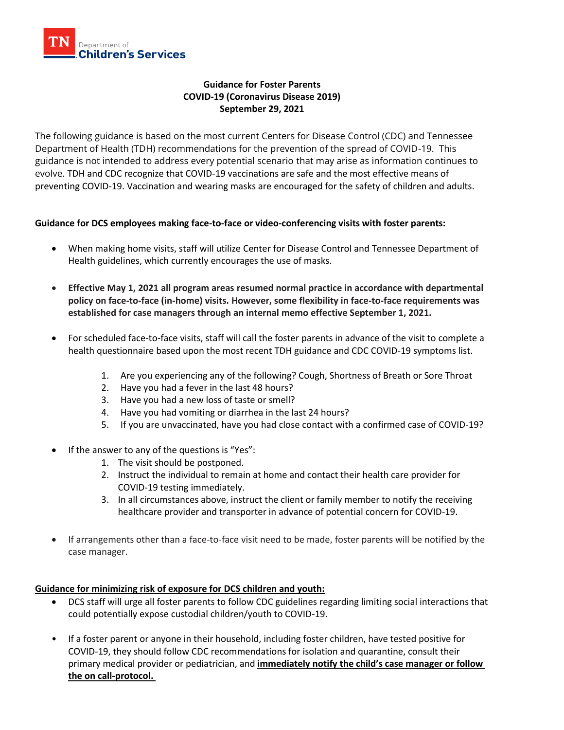TN Department of Children's Services

**Guidance for Foster Parents**
**COVID-19 (Coronavirus Disease 2019)**
**September 29, 2021**

The following guidance is based on the most current Centers for Disease Control (CDC) and Tennessee Department of Health (TDH) recommendations for the prevention of the spread of COVID-19. This guidance is not intended to address every potential scenario that may arise as information continues to evolve. TDH and CDC recognize that COVID-19 vaccinations are safe and the most effective means of preventing COVID-19. Vaccination and wearing masks are encouraged for the safety of children and adults.

**<u>Guidance for DCS employees making face-to-face or video-conferencing visits with foster parents:</u>**

- When making home visits, staff will utilize Center for Disease Control and Tennessee Department of Health guidelines, which currently encourages the use of masks.
- **Effective May 1, 2021 all program areas resumed normal practice in accordance with departmental policy on face-to-face (in-home) visits. However, some flexibility in face-to-face requirements was established for case managers through an internal memo effective September 1, 2021.**
- For scheduled face-to-face visits, staff will call the foster parents in advance of the visit to complete a health questionnaire based upon the most recent TDH guidance and CDC COVID-19 symptoms list.
    1. Are you experiencing any of the following? Cough, Shortness of Breath or Sore Throat
    2. Have you had a fever in the last 48 hours?
    3. Have you had a new loss of taste or smell?
    4. Have you had vomiting or diarrhea in the last 24 hours?
    5. If you are unvaccinated, have you had close contact with a confirmed case of COVID-19?
- If the answer to any of the questions is "Yes":
    1. The visit should be postponed.
    2. Instruct the individual to remain at home and contact their health care provider for COVID-19 testing immediately.
    3. In all circumstances above, instruct the client or family member to notify the receiving healthcare provider and transporter in advance of potential concern for COVID-19.
- If arrangements other than a face-to-face visit need to be made, foster parents will be notified by the case manager.

**<u>Guidance for minimizing risk of exposure for DCS children and youth:</u>**

- DCS staff will urge all foster parents to follow CDC guidelines regarding limiting social interactions that could potentially expose custodial children/youth to COVID-19.
- If a foster parent or anyone in their household, including foster children, have tested positive for COVID-19, they should follow CDC recommendations for isolation and quarantine, consult their primary medical provider or pediatrician, and **<u>immediately notify the child's case manager or follow the on call-protocol.</u>**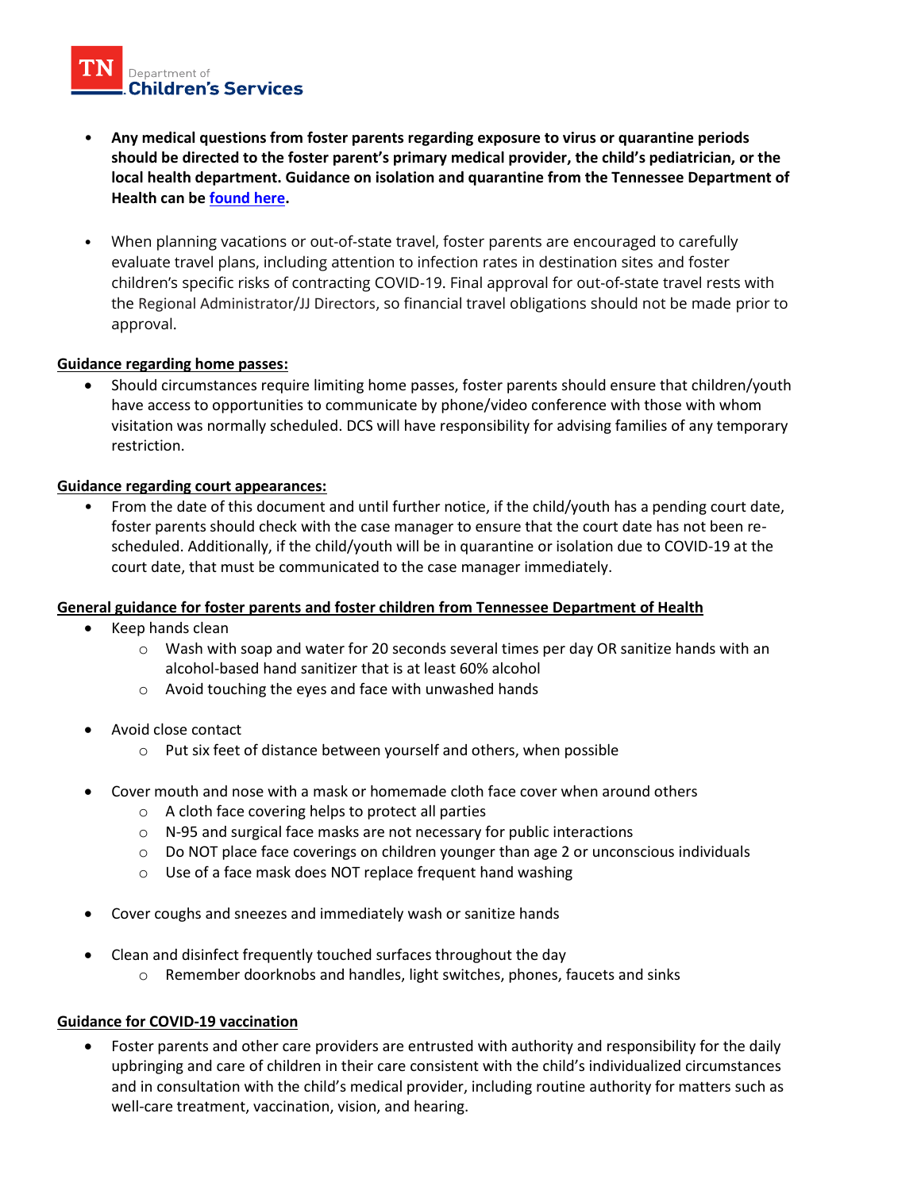- **Any medical questions from foster parents regarding exposure to virus or quarantine periods should be directed to the foster parent's primary medical provider, the child's pediatrician, or the local health department. Guidance on isolation and quarantine from the Tennessee Department of Health can be found here.**

- When planning vacations or out-of-state travel, foster parents are encouraged to carefully evaluate travel plans, including attention to infection rates in destination sites and foster children's specific risks of contracting COVID-19. Final approval for out-of-state travel rests with the Regional Administrator/JJ Directors, so financial travel obligations should not be made prior to approval.

**Guidance regarding home passes:**

- Should circumstances require limiting home passes, foster parents should ensure that children/youth have access to opportunities to communicate by phone/video conference with those with whom visitation was normally scheduled. DCS will have responsibility for advising families of any temporary restriction.

**Guidance regarding court appearances:**

- From the date of this document and until further notice, if the child/youth has a pending court date, foster parents should check with the case manager to ensure that the court date has not been re-scheduled. Additionally, if the child/youth will be in quarantine or isolation due to COVID-19 at the court date, that must be communicated to the case manager immediately.

**General guidance for foster parents and foster children from Tennessee Department of Health**

- Keep hands clean
  - Wash with soap and water for 20 seconds several times per day OR sanitize hands with an alcohol-based hand sanitizer that is at least 60% alcohol
  - Avoid touching the eyes and face with unwashed hands

- Avoid close contact
  - Put six feet of distance between yourself and others, when possible

- Cover mouth and nose with a mask or homemade cloth face cover when around others
  - A cloth face covering helps to protect all parties
  - N-95 and surgical face masks are not necessary for public interactions
  - Do NOT place face coverings on children younger than age 2 or unconscious individuals
  - Use of a face mask does NOT replace frequent hand washing

- Cover coughs and sneezes and immediately wash or sanitize hands

- Clean and disinfect frequently touched surfaces throughout the day
  - Remember doorknobs and handles, light switches, phones, faucets and sinks

**Guidance for COVID-19 vaccination**

- Foster parents and other care providers are entrusted with authority and responsibility for the daily upbringing and care of children in their care consistent with the child's individualized circumstances and in consultation with the child's medical provider, including routine authority for matters such as well-care treatment, vaccination, vision, and hearing.